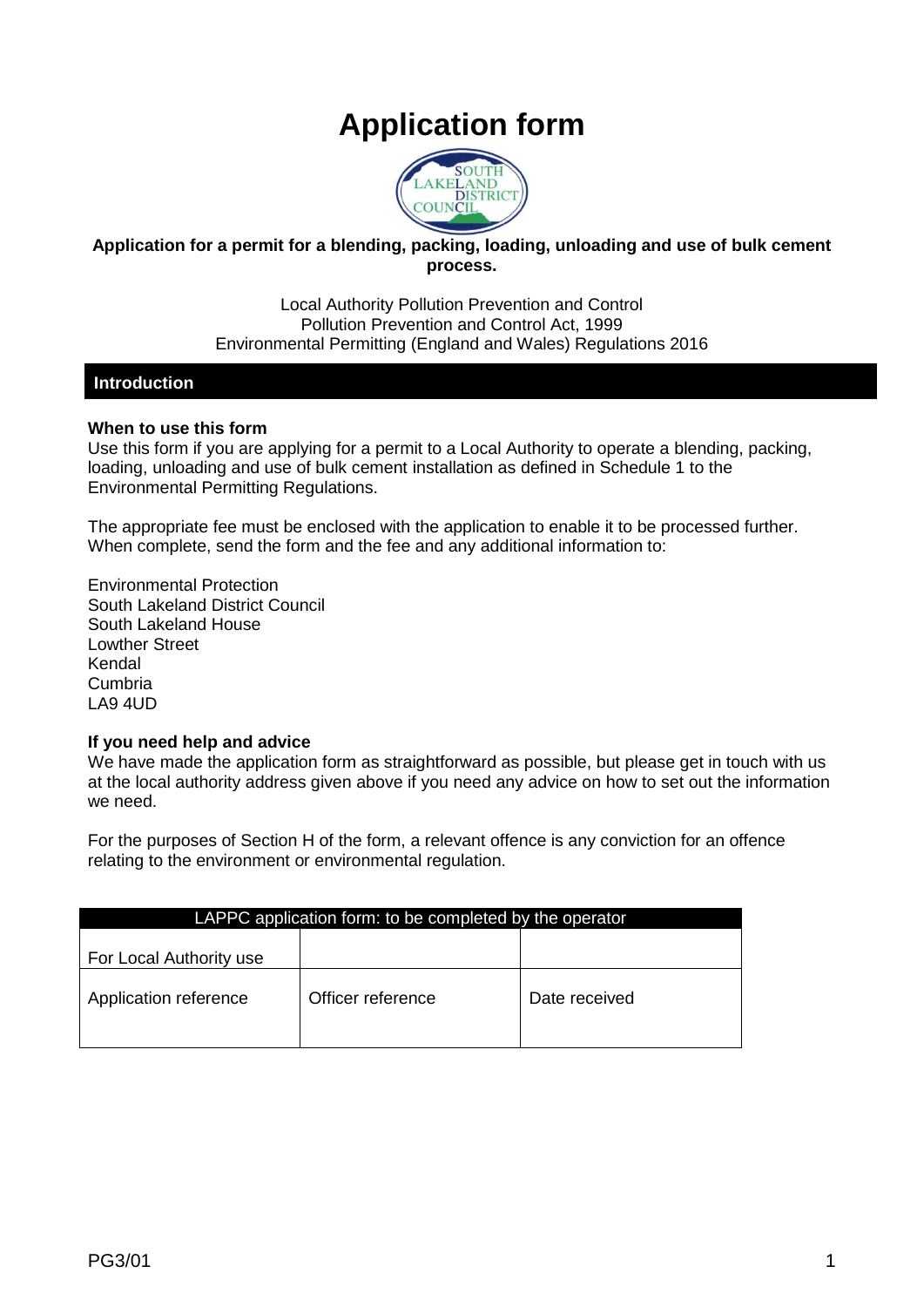# Application form

**Application for a permit for a blending, packing, loading, unloading and use of bulk cement process.**

Local Authority Pollution Prevention and Control
Pollution Prevention and Control Act, 1999
Environmental Permitting (England and Wales) Regulations 2016

## Introduction

**When to use this form**
Use this form if you are applying for a permit to a Local Authority to operate a blending, packing, loading, unloading and use of bulk cement installation as defined in Schedule 1 to the Environmental Permitting Regulations.

The appropriate fee must be enclosed with the application to enable it to be processed further. When complete, send the form and the fee and any additional information to:

Environmental Protection
South Lakeland District Council
South Lakeland House
Lowther Street
Kendal
Cumbria
LA9 4UD

**If you need help and advice**
We have made the application form as straightforward as possible, but please get in touch with us at the local authority address given above if you need any advice on how to set out the information we need.

For the purposes of Section H of the form, a relevant offence is any conviction for an offence relating to the environment or environmental regulation.

| LAPPC application form: to be completed by the operator | | |
|---|---|---|
| For Local Authority use | | |
| Application reference | Officer reference | Date received |

PG3/01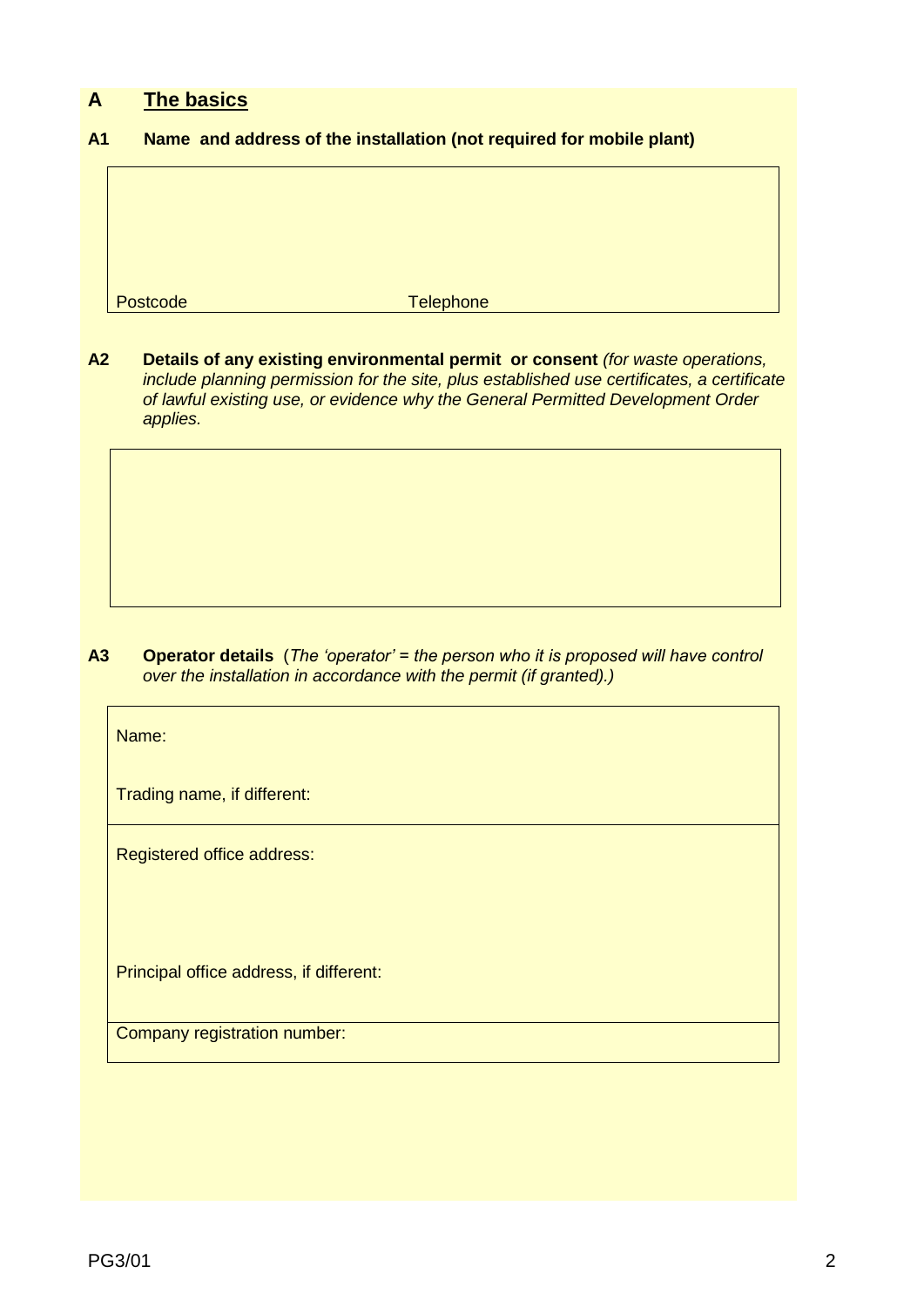## A The basics

### A1 Name and address of the installation (not required for mobile plant)

Postcode Telephone

### A2 Details of any existing environmental permit or consent

**Details of any existing environmental permit or consent** *(for waste operations, include planning permission for the site, plus established use certificates, a certificate of lawful existing use, or evidence why the General Permitted Development Order applies.*

### A3 Operator details

**Operator details** (*The 'operator' = the person who it is proposed will have control over the installation in accordance with the permit (if granted).)*

Name:

Trading name, if different:

Registered office address:

Principal office address, if different:

Company registration number:

PG3/01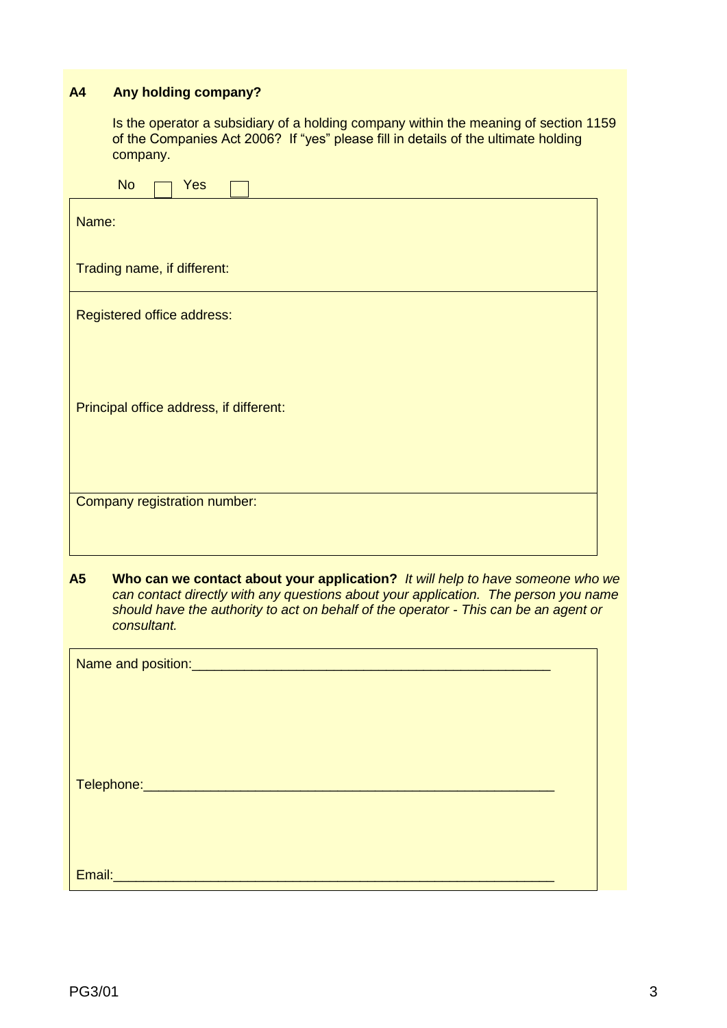## A4 Any holding company?

Is the operator a subsidiary of a holding company within the meaning of section 1159 of the Companies Act 2006? If "yes" please fill in details of the ultimate holding company.

No ☐ Yes ☐

Name:

Trading name, if different:

Registered office address:

Principal office address, if different:

Company registration number:

## A5 Who can we contact about your application?

*It will help to have someone who we can contact directly with any questions about your application. The person you name should have the authority to act on behalf of the operator - This can be an agent or consultant.*

Name and position:\_\_\_\_\_\_\_\_\_\_\_\_\_\_\_\_\_\_\_\_\_\_\_\_\_\_\_\_\_\_\_\_\_\_\_\_\_\_\_\_\_\_\_\_\_\_\_\_

Telephone:\_\_\_\_\_\_\_\_\_\_\_\_\_\_\_\_\_\_\_\_\_\_\_\_\_\_\_\_\_\_\_\_\_\_\_\_\_\_\_\_\_\_\_\_\_\_\_\_\_\_\_\_\_\_\_\_

Email:\_\_\_\_\_\_\_\_\_\_\_\_\_\_\_\_\_\_\_\_\_\_\_\_\_\_\_\_\_\_\_\_\_\_\_\_\_\_\_\_\_\_\_\_\_\_\_\_\_\_\_\_\_\_\_\_\_\_\_\_

PG3/01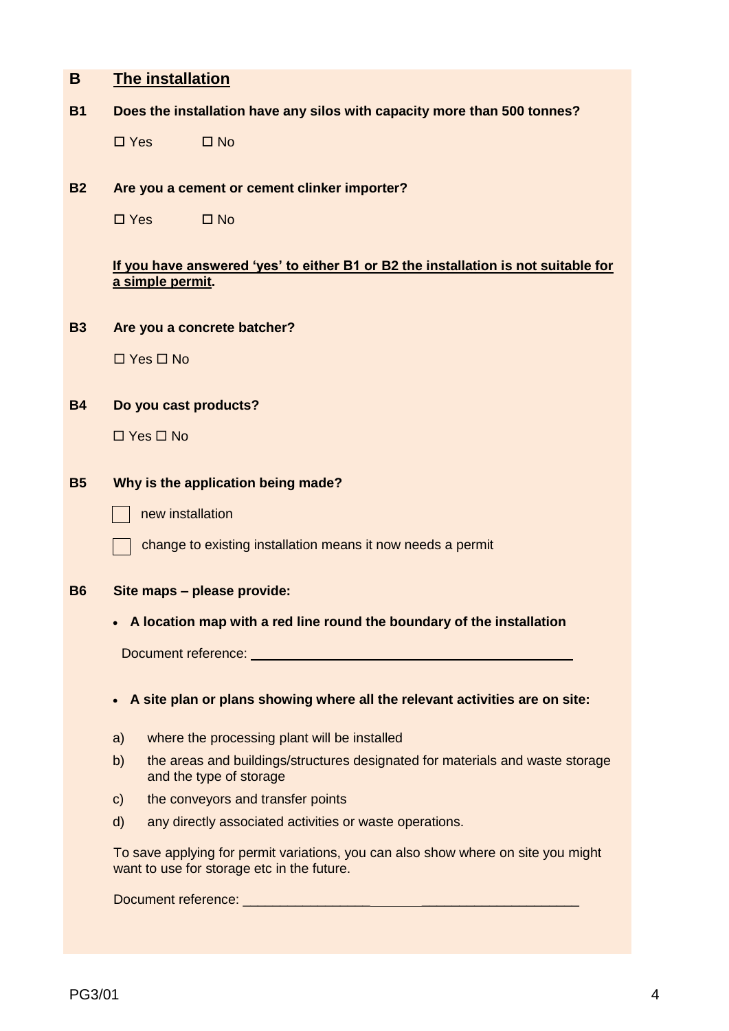## B The installation

**B1 Does the installation have any silos with capacity more than 500 tonnes?**

☐ Yes ☐ No

**B2 Are you a cement or cement clinker importer?**

☐ Yes ☐ No

**<u>If you have answered 'yes' to either B1 or B2 the installation is not suitable for a simple permit</u>.**

**B3 Are you a concrete batcher?**

☐ Yes ☐ No

**B4 Do you cast products?**

☐ Yes ☐ No

**B5 Why is the application being made?**

☐ new installation

☐ change to existing installation means it now needs a permit

**B6 Site maps – please provide:**

- **A location map with a red line round the boundary of the installation**

Document reference: ______________________________

- **A site plan or plans showing where all the relevant activities are on site:**

a) where the processing plant will be installed

b) the areas and buildings/structures designated for materials and waste storage and the type of storage

c) the conveyors and transfer points

d) any directly associated activities or waste operations.

To save applying for permit variations, you can also show where on site you might want to use for storage etc in the future.

Document reference: ______________________________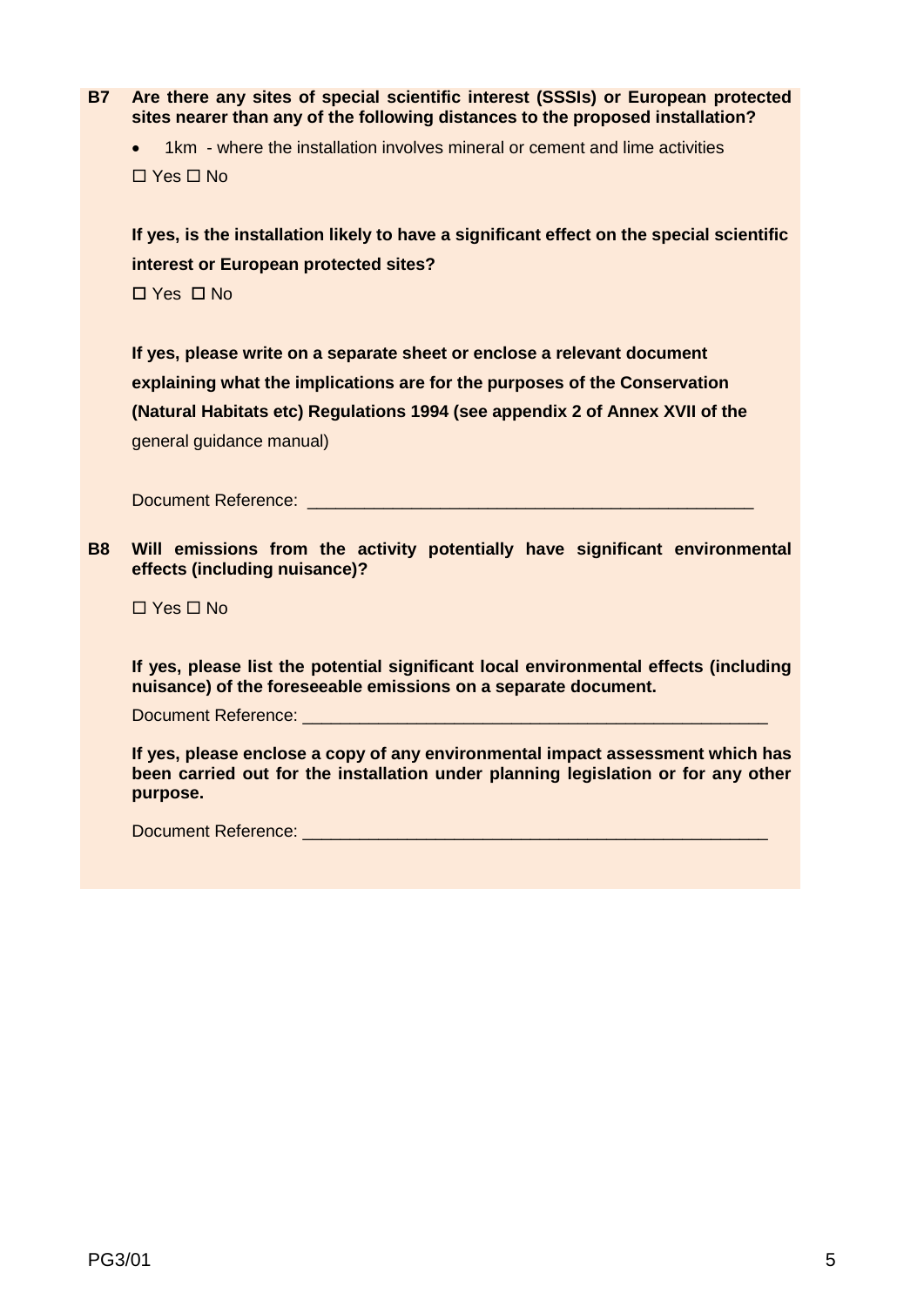**B7 Are there any sites of special scientific interest (SSSIs) or European protected sites nearer than any of the following distances to the proposed installation?**

- 1km - where the installation involves mineral or cement and lime activities

☐ Yes ☐ No

**If yes, is the installation likely to have a significant effect on the special scientific interest or European protected sites?**

☐ Yes ☐ No

**If yes, please write on a separate sheet or enclose a relevant document explaining what the implications are for the purposes of the Conservation (Natural Habitats etc) Regulations 1994 (see appendix 2 of Annex XVII of the** general guidance manual)

Document Reference: ________________________________________________

**B8 Will emissions from the activity potentially have significant environmental effects (including nuisance)?**

☐ Yes ☐ No

**If yes, please list the potential significant local environmental effects (including nuisance) of the foreseeable emissions on a separate document.**

Document Reference: ________________________________________________

**If yes, please enclose a copy of any environmental impact assessment which has been carried out for the installation under planning legislation or for any other purpose.**

Document Reference: ________________________________________________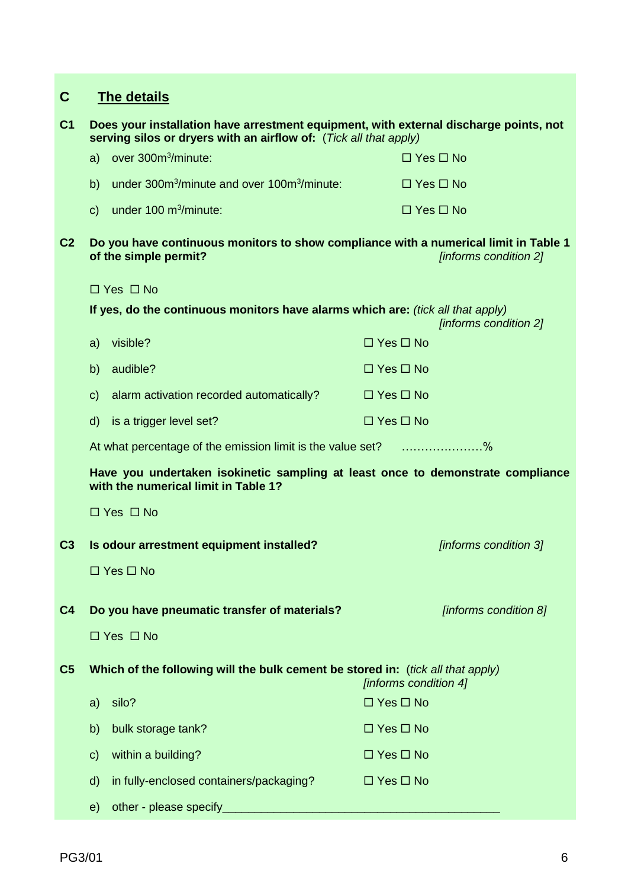## C The details

**C1 Does your installation have arrestment equipment, with external discharge points, not serving silos or dryers with an airflow of:** (*Tick all that apply*)

a) over 300m$^3$/minute: ☐ Yes ☐ No

b) under 300m$^3$/minute and over 100m$^3$/minute: ☐ Yes ☐ No

c) under 100 m$^3$/minute: ☐ Yes ☐ No

**C2 Do you have continuous monitors to show compliance with a numerical limit in Table 1 of the simple permit?** *[informs condition 2]*

☐ Yes ☐ No

**If yes, do the continuous monitors have alarms which are:** *(tick all that apply)* *[informs condition 2]*

a) visible? ☐ Yes ☐ No

b) audible? ☐ Yes ☐ No

c) alarm activation recorded automatically? ☐ Yes ☐ No

d) is a trigger level set? ☐ Yes ☐ No

At what percentage of the emission limit is the value set? …………………%

**Have you undertaken isokinetic sampling at least once to demonstrate compliance with the numerical limit in Table 1?**

☐ Yes ☐ No

**C3 Is odour arrestment equipment installed?** *[informs condition 3]*

☐ Yes ☐ No

**C4 Do you have pneumatic transfer of materials?** *[informs condition 8]*

☐ Yes ☐ No

**C5 Which of the following will the bulk cement be stored in:** (*tick all that apply*) *[informs condition 4]*

a) silo? ☐ Yes ☐ No

b) bulk storage tank? ☐ Yes ☐ No

c) within a building? ☐ Yes ☐ No

d) in fully-enclosed containers/packaging? ☐ Yes ☐ No

e) other - please specify___________________________________________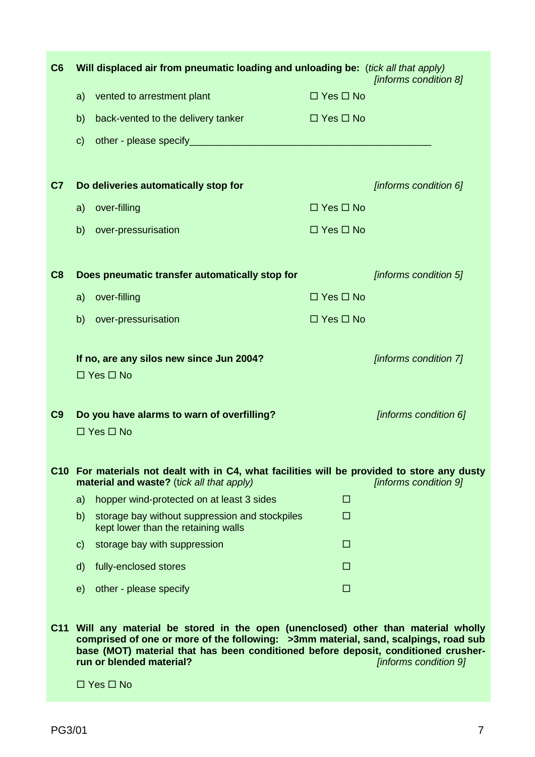**C6 Will displaced air from pneumatic loading and unloading be:** (*tick all that apply*) *[informs condition 8]*

a) vented to arrestment plant ☐ Yes ☐ No

b) back-vented to the delivery tanker ☐ Yes ☐ No

c) other - please specify______________________________________________

**C7 Do deliveries automatically stop for** *[informs condition 6]*

a) over-filling ☐ Yes ☐ No

b) over-pressurisation ☐ Yes ☐ No

**C8 Does pneumatic transfer automatically stop for** *[informs condition 5]*

a) over-filling ☐ Yes ☐ No

b) over-pressurisation ☐ Yes ☐ No

**If no, are any silos new since Jun 2004?** *[informs condition 7]*

☐ Yes ☐ No

**C9 Do you have alarms to warn of overfilling?** *[informs condition 6]*

☐ Yes ☐ No

**C10 For materials not dealt with in C4, what facilities will be provided to store any dusty material and waste?** (*tick all that apply)* *[informs condition 9]*

a) hopper wind-protected on at least 3 sides ☐

b) storage bay without suppression and stockpiles kept lower than the retaining walls ☐

c) storage bay with suppression ☐

d) fully-enclosed stores ☐

e) other - please specify ☐

**C11 Will any material be stored in the open (unenclosed) other than material wholly comprised of one or more of the following: >3mm material, sand, scalpings, road sub base (MOT) material that has been conditioned before deposit, conditioned crusher-run or blended material?** *[informs condition 9]*

☐ Yes ☐ No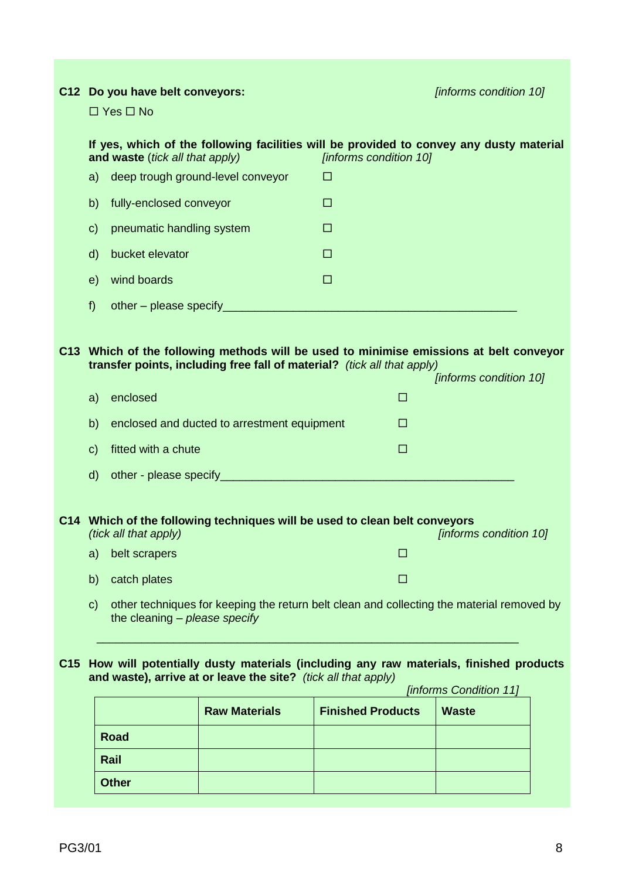**C12 Do you have belt conveyors:** *[informs condition 10]*

☐ Yes ☐ No

**If yes, which of the following facilities will be provided to convey any dusty material and waste** (*tick all that apply)* *[informs condition 10]*

a) deep trough ground-level conveyor ☐

b) fully-enclosed conveyor ☐

c) pneumatic handling system ☐

d) bucket elevator ☐

e) wind boards ☐

f) other – please specify_______________________________________________

**C13 Which of the following methods will be used to minimise emissions at belt conveyor transfer points, including free fall of material?** *(tick all that apply)* *[informs condition 10]*

a) enclosed ☐

b) enclosed and ducted to arrestment equipment ☐

c) fitted with a chute ☐

d) other - please specify_______________________________________________

**C14 Which of the following techniques will be used to clean belt conveyors** *(tick all that apply)* *[informs condition 10]*

a) belt scrapers ☐

b) catch plates ☐

c) other techniques for keeping the return belt clean and collecting the material removed by the cleaning – *please specify*

_______________________________________________________________________

**C15 How will potentially dusty materials (including any raw materials, finished products and waste), arrive at or leave the site?** *(tick all that apply)* *[informs Condition 11]*

| | Raw Materials | Finished Products | Waste |
|---|---|---|---|
| **Road** | | | |
| **Rail** | | | |
| **Other** | | | |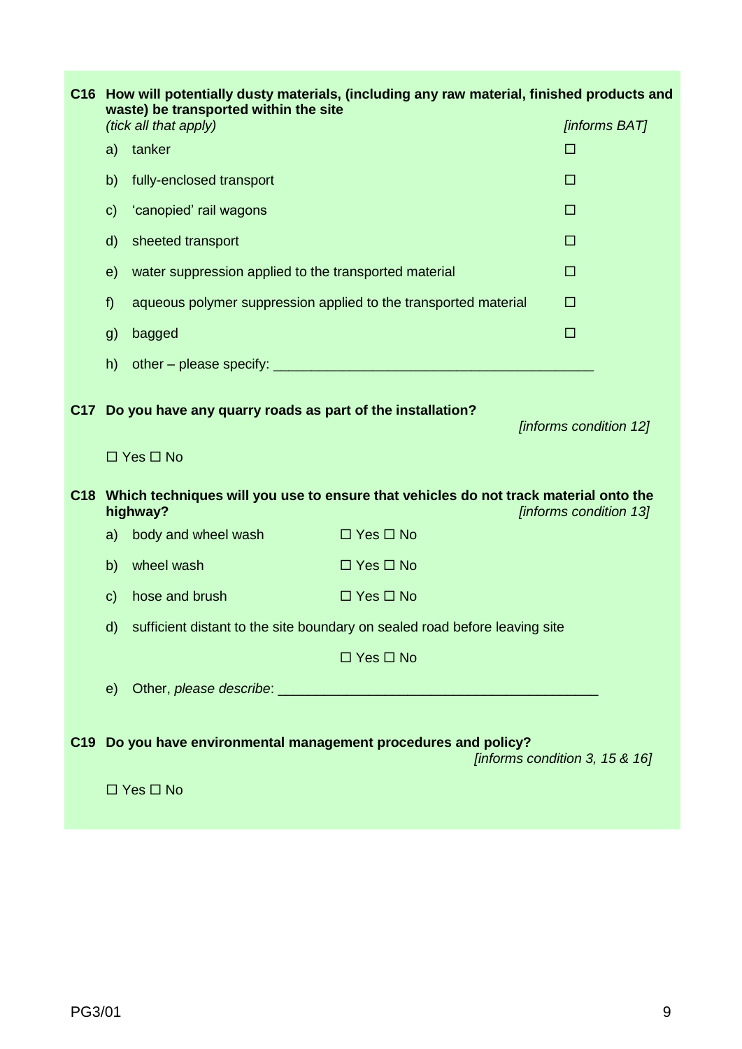**C16 How will potentially dusty materials, (including any raw material, finished products and waste) be transported within the site**

*(tick all that apply)* *[informs BAT]*

a) tanker ☐

b) fully-enclosed transport ☐

c) 'canopied' rail wagons ☐

d) sheeted transport ☐

e) water suppression applied to the transported material ☐

f) aqueous polymer suppression applied to the transported material ☐

g) bagged ☐

h) other – please specify: ___________________________________________

**C17 Do you have any quarry roads as part of the installation?** *[informs condition 12]*

☐ Yes ☐ No

**C18 Which techniques will you use to ensure that vehicles do not track material onto the highway?** *[informs condition 13]*

a) body and wheel wash ☐ Yes ☐ No

b) wheel wash ☐ Yes ☐ No

c) hose and brush ☐ Yes ☐ No

d) sufficient distant to the site boundary on sealed road before leaving site

☐ Yes ☐ No

e) Other, *please describe*: ___________________________________________

**C19 Do you have environmental management procedures and policy?** *[informs condition 3, 15 & 16]*

☐ Yes ☐ No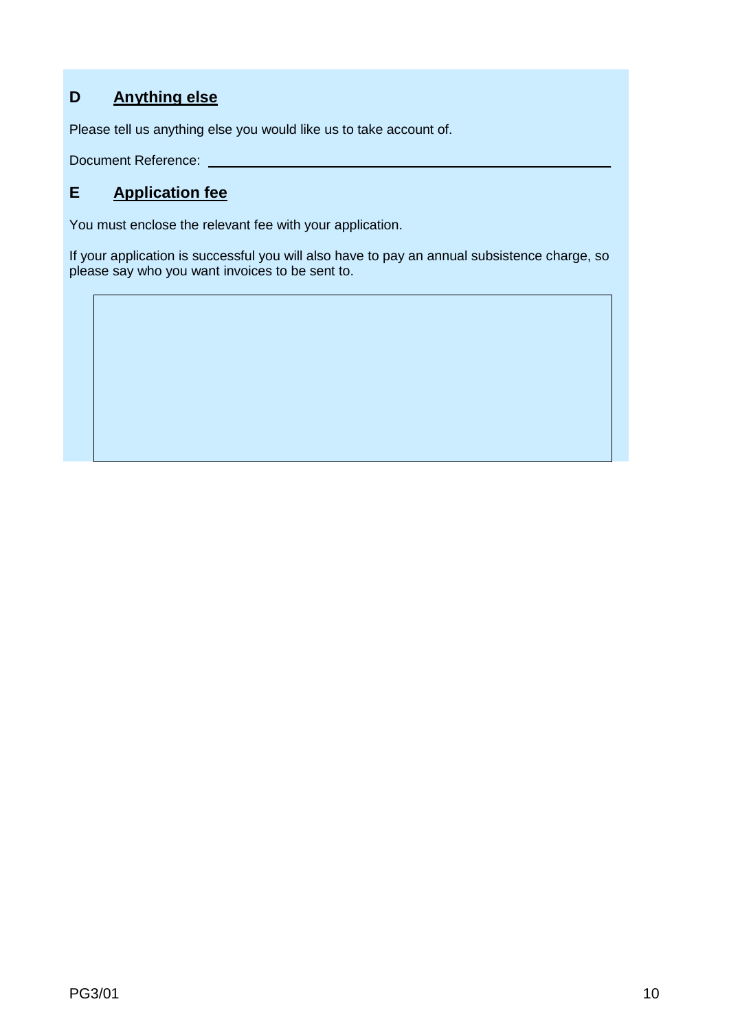## D Anything else

Please tell us anything else you would like us to take account of.

Document Reference: ______________________________

## E Application fee

You must enclose the relevant fee with your application.

If your application is successful you will also have to pay an annual subsistence charge, so please say who you want invoices to be sent to.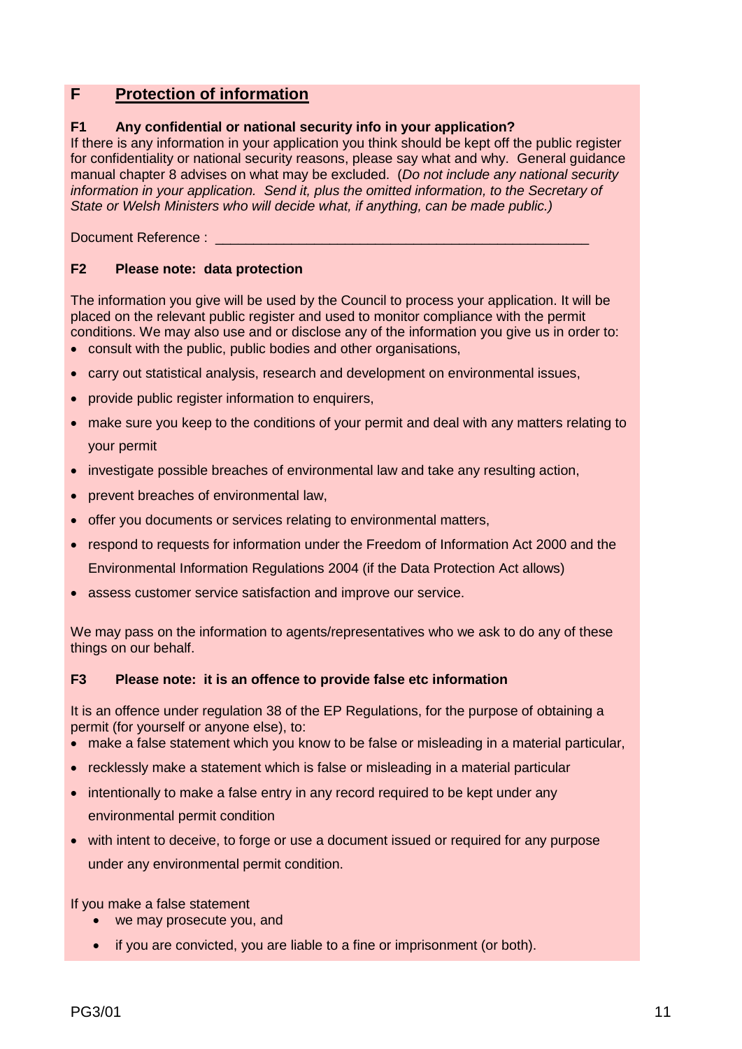## F Protection of information

### F1 Any confidential or national security info in your application?

If there is any information in your application you think should be kept off the public register for confidentiality or national security reasons, please say what and why. General guidance manual chapter 8 advises on what may be excluded. (*Do not include any national security information in your application. Send it, plus the omitted information, to the Secretary of State or Welsh Ministers who will decide what, if anything, can be made public.)*

Document Reference : ___________________________________________________

### F2 Please note: data protection

The information you give will be used by the Council to process your application. It will be placed on the relevant public register and used to monitor compliance with the permit conditions. We may also use and or disclose any of the information you give us in order to:

- consult with the public, public bodies and other organisations,
- carry out statistical analysis, research and development on environmental issues,
- provide public register information to enquirers,
- make sure you keep to the conditions of your permit and deal with any matters relating to your permit
- investigate possible breaches of environmental law and take any resulting action,
- prevent breaches of environmental law,
- offer you documents or services relating to environmental matters,
- respond to requests for information under the Freedom of Information Act 2000 and the Environmental Information Regulations 2004 (if the Data Protection Act allows)
- assess customer service satisfaction and improve our service.

We may pass on the information to agents/representatives who we ask to do any of these things on our behalf.

### F3 Please note: it is an offence to provide false etc information

It is an offence under regulation 38 of the EP Regulations, for the purpose of obtaining a permit (for yourself or anyone else), to:

- make a false statement which you know to be false or misleading in a material particular,
- recklessly make a statement which is false or misleading in a material particular
- intentionally to make a false entry in any record required to be kept under any environmental permit condition
- with intent to deceive, to forge or use a document issued or required for any purpose under any environmental permit condition.

If you make a false statement

- we may prosecute you, and
- if you are convicted, you are liable to a fine or imprisonment (or both).

PG3/01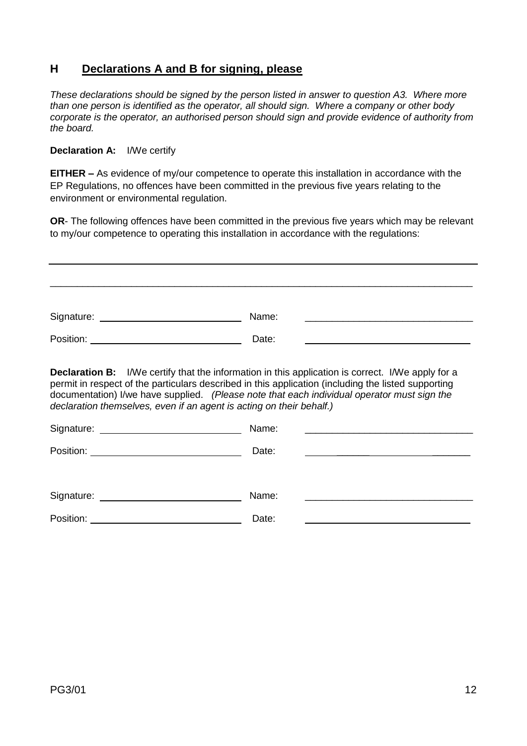## H Declarations A and B for signing, please

*These declarations should be signed by the person listed in answer to question A3. Where more than one person is identified as the operator, all should sign. Where a company or other body corporate is the operator, an authorised person should sign and provide evidence of authority from the board.*

**Declaration A:** I/We certify

**EITHER –** As evidence of my/our competence to operate this installation in accordance with the EP Regulations, no offences have been committed in the previous five years relating to the environment or environmental regulation.

**OR**- The following offences have been committed in the previous five years which may be relevant to my/our competence to operating this installation in accordance with the regulations:

_______________________________________________________________________________

_______________________________________________________________________________

Signature: ____________________________ Name: ________________________________

Position: _____________________________ Date: _________________________________

**Declaration B:** I/We certify that the information in this application is correct. I/We apply for a permit in respect of the particulars described in this application (including the listed supporting documentation) I/we have supplied. *(Please note that each individual operator must sign the declaration themselves, even if an agent is acting on their behalf.)*

Signature: ____________________________ Name: ________________________________

Position: _____________________________ Date: _________________________________

Signature: ____________________________ Name: ________________________________

Position: _____________________________ Date: _________________________________